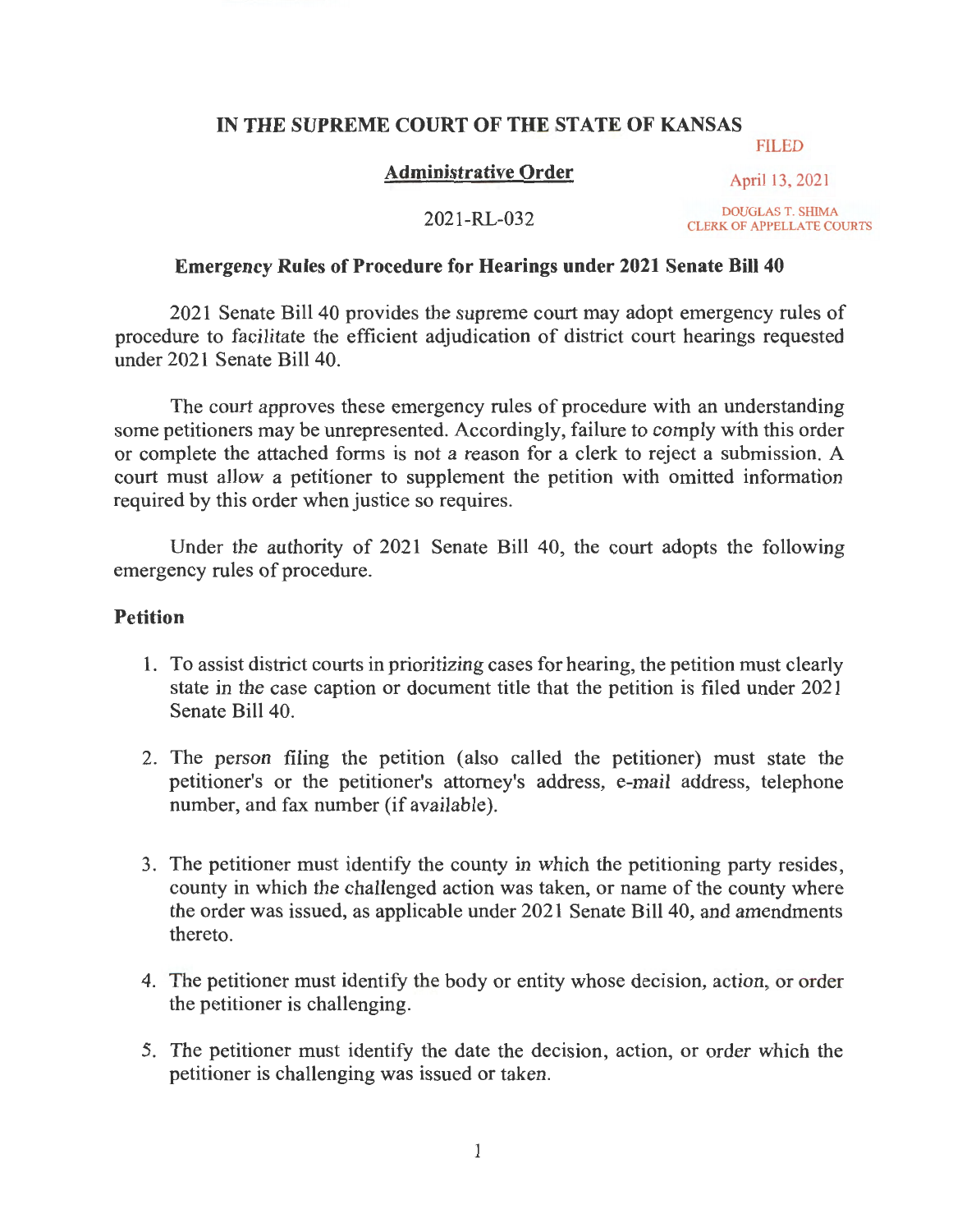# IN THE SUPREME COURT OF THE STATE OF KANSAS

FILED

April 13, 2021

DOUGLAS T. SHIMA
CLERK OF APPELLATE COURTS

## Administrative Order

2021-RL-032

### Emergency Rules of Procedure for Hearings under 2021 Senate Bill 40

2021 Senate Bill 40 provides the supreme court may adopt emergency rules of procedure to facilitate the efficient adjudication of district court hearings requested under 2021 Senate Bill 40.

The court approves these emergency rules of procedure with an understanding some petitioners may be unrepresented. Accordingly, failure to comply with this order or complete the attached forms is not a reason for a clerk to reject a submission. A court must allow a petitioner to supplement the petition with omitted information required by this order when justice so requires.

Under the authority of 2021 Senate Bill 40, the court adopts the following emergency rules of procedure.

### Petition

1. To assist district courts in prioritizing cases for hearing, the petition must clearly state in the case caption or document title that the petition is filed under 2021 Senate Bill 40.

2. The person filing the petition (also called the petitioner) must state the petitioner's or the petitioner's attorney's address, e-mail address, telephone number, and fax number (if available).

3. The petitioner must identify the county in which the petitioning party resides, county in which the challenged action was taken, or name of the county where the order was issued, as applicable under 2021 Senate Bill 40, and amendments thereto.

4. The petitioner must identify the body or entity whose decision, action, or order the petitioner is challenging.

5. The petitioner must identify the date the decision, action, or order which the petitioner is challenging was issued or taken.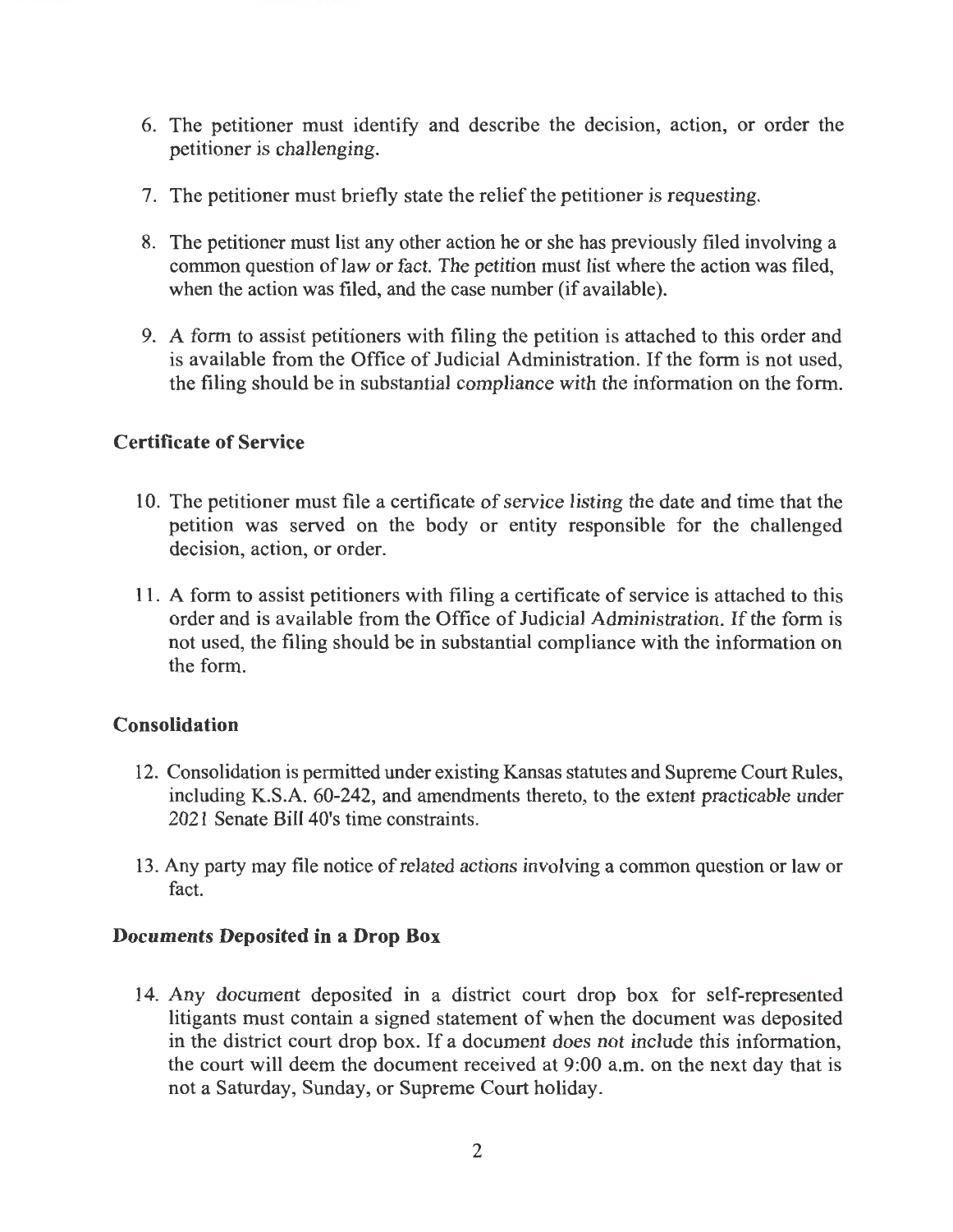6. The petitioner must identify and describe the decision, action, or order the petitioner is challenging.

7. The petitioner must briefly state the relief the petitioner is requesting.

8. The petitioner must list any other action he or she has previously filed involving a common question of law or fact. The petition must list where the action was filed, when the action was filed, and the case number (if available).

9. A form to assist petitioners with filing the petition is attached to this order and is available from the Office of Judicial Administration. If the form is not used, the filing should be in substantial compliance with the information on the form.

### Certificate of Service

10. The petitioner must file a certificate of service listing the date and time that the petition was served on the body or entity responsible for the challenged decision, action, or order.

11. A form to assist petitioners with filing a certificate of service is attached to this order and is available from the Office of Judicial Administration. If the form is not used, the filing should be in substantial compliance with the information on the form.

### Consolidation

12. Consolidation is permitted under existing Kansas statutes and Supreme Court Rules, including K.S.A. 60-242, and amendments thereto, to the extent practicable under 2021 Senate Bill 40's time constraints.

13. Any party may file notice of related actions involving a common question or law or fact.

### Documents Deposited in a Drop Box

14. Any document deposited in a district court drop box for self-represented litigants must contain a signed statement of when the document was deposited in the district court drop box. If a document does not include this information, the court will deem the document received at 9:00 a.m. on the next day that is not a Saturday, Sunday, or Supreme Court holiday.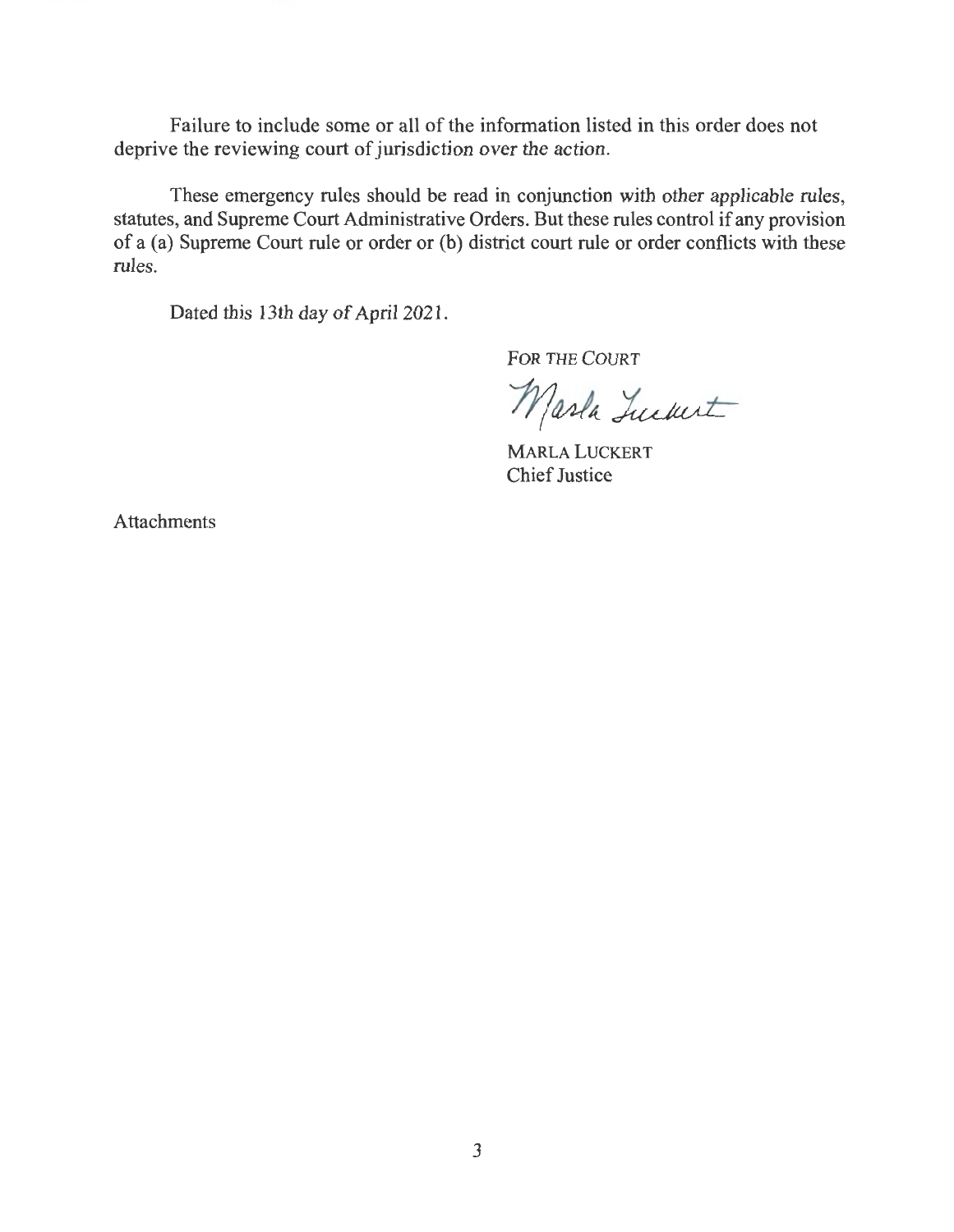Failure to include some or all of the information listed in this order does not deprive the reviewing court of jurisdiction over the action.

These emergency rules should be read in conjunction with other applicable rules, statutes, and Supreme Court Administrative Orders. But these rules control if any provision of a (a) Supreme Court rule or order or (b) district court rule or order conflicts with these rules.

Dated this 13th day of April 2021.

FOR THE COURT

Marla Luckert

MARLA LUCKERT
Chief Justice

Attachments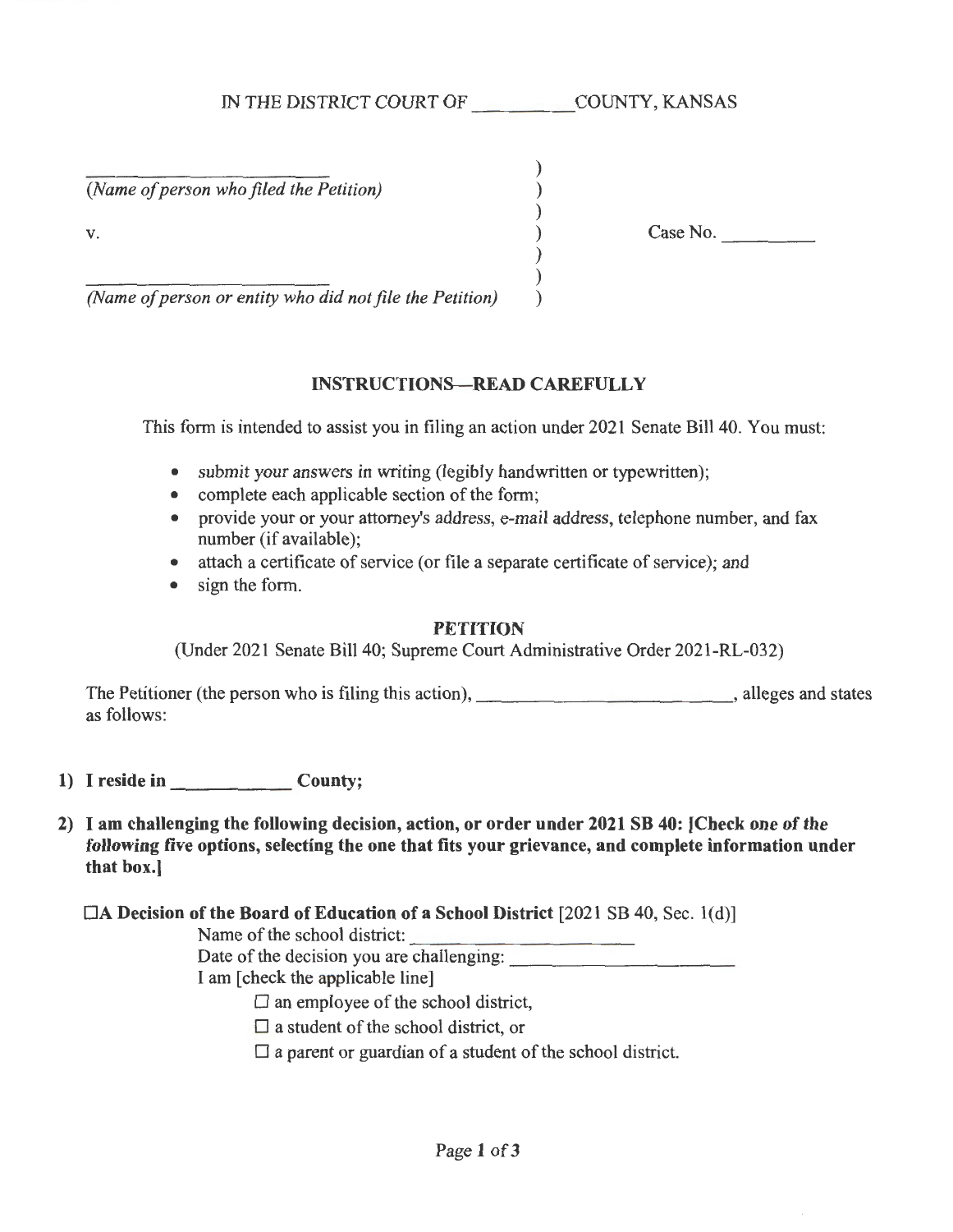IN THE DISTRICT COURT OF __________ COUNTY, KANSAS

| | | |
|---|---|---|
| ________________________ *(Name of person who filed the Petition)* | ) | |
| v. | ) | Case No. _________ |
| ________________________ *(Name of person or entity who did not file the Petition)* | ) | |

## INSTRUCTIONS—READ CAREFULLY

This form is intended to assist you in filing an action under 2021 Senate Bill 40. You must:

- *submit your answers in writing* (legibly handwritten or typewritten);
- complete each applicable section of the form;
- provide your or your attorney's address, e-mail address, telephone number, and fax number (if available);
- attach a certificate of service (or file a separate certificate of service); and
- sign the form.

## PETITION

(Under 2021 Senate Bill 40; Supreme Court Administrative Order 2021-RL-032)

The Petitioner (the person who is filing this action), __________________________, alleges and states as follows:

**1) I reside in ____________ County;**

**2) I am challenging the following decision, action, or order under 2021 SB 40: [Check *one of the following five options*, selecting the one that fits your grievance, and complete information under that box.]**

☐**A Decision of the Board of Education of a School District** [2021 SB 40, Sec. 1(d)]

Name of the school district: ______________________

Date of the decision you are challenging: ______________________

I am [check the applicable line]

☐ an employee of the school district,

☐ a student of the school district, or

☐ a parent or guardian of a student of the school district.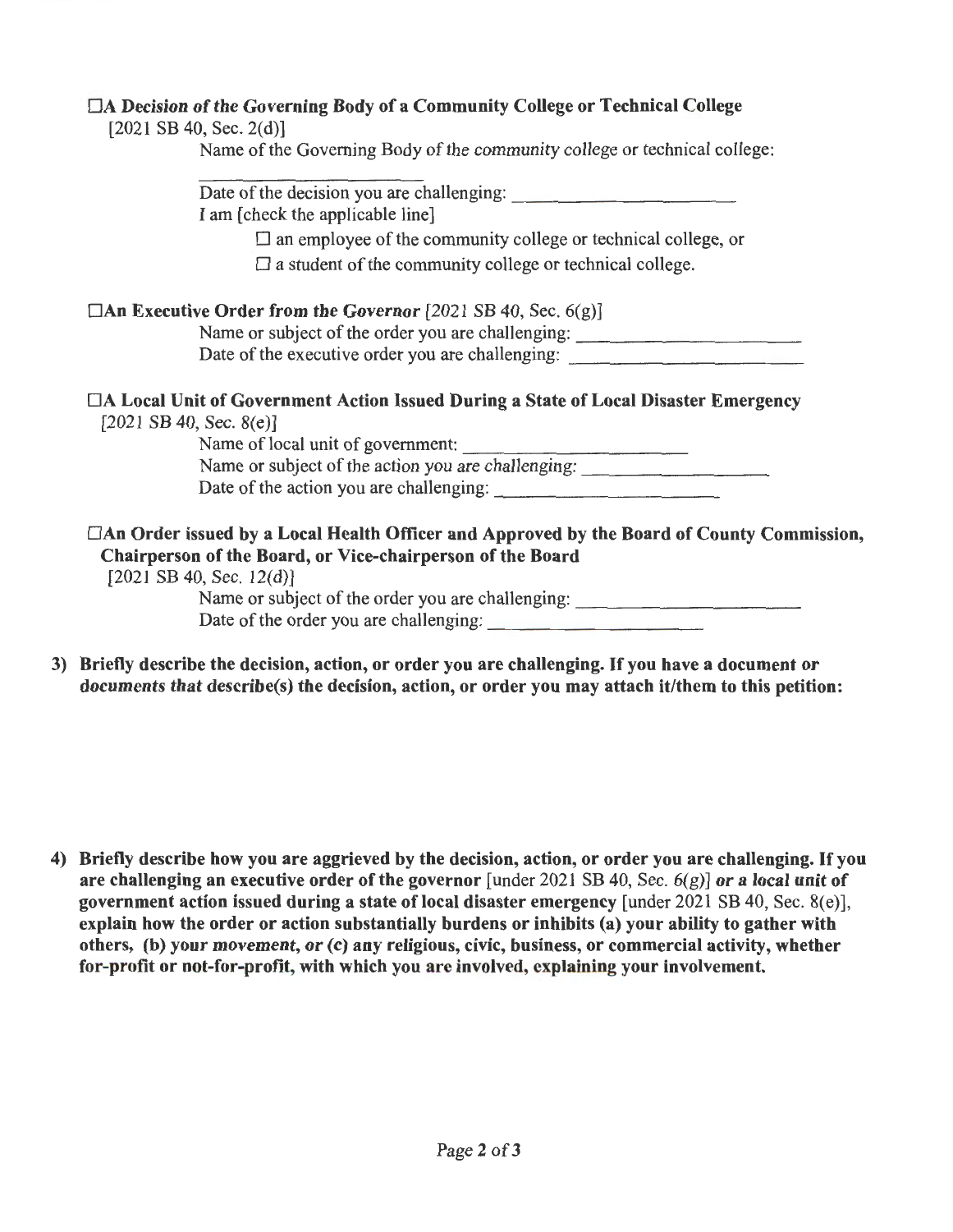☐**A *Decision of the Governing Body of a Community College or Technical College***
[2021 SB 40, Sec. 2(d)]

Name of the Governing Body of the community college or technical college:

\_\_\_\_\_\_\_\_\_\_\_\_\_\_\_\_\_\_\_\_\_\_\_\_

Date of the decision you are challenging: \_\_\_\_\_\_\_\_\_\_\_\_\_\_\_\_\_\_\_\_\_\_\_\_

I am [check the applicable line]

☐ an employee of the community college or technical college, or

☐ a student of the community college or technical college.

☐**An Executive Order from the *Governor*** [2021 SB 40, Sec. 6(g)]

Name or subject of the order you are challenging: \_\_\_\_\_\_\_\_\_\_\_\_\_\_\_\_\_\_\_\_\_\_\_\_

Date of the executive order you are challenging: \_\_\_\_\_\_\_\_\_\_\_\_\_\_\_\_\_\_\_\_\_\_\_\_

☐**A Local Unit of Government Action Issued During a State of Local Disaster Emergency**
[2021 SB 40, Sec. 8(e)]

Name of local unit of government: \_\_\_\_\_\_\_\_\_\_\_\_\_\_\_\_\_\_\_\_\_\_\_\_

Name or subject of the action you are challenging: \_\_\_\_\_\_\_\_\_\_\_\_\_\_\_\_\_\_\_\_

Date of the action you are challenging: \_\_\_\_\_\_\_\_\_\_\_\_\_\_\_\_\_\_\_\_\_\_\_\_

☐**An Order issued by a Local Health Officer and Approved by the Board of County Commission, Chairperson of the Board, or Vice-chairperson of the Board**
[2021 SB 40, Sec. 12(d)]

Name or subject of the order you are challenging: \_\_\_\_\_\_\_\_\_\_\_\_\_\_\_\_\_\_\_\_\_\_\_\_

Date of the order you are challenging: \_\_\_\_\_\_\_\_\_\_\_\_\_\_\_\_\_\_\_\_\_\_\_\_

3) **Briefly describe the decision, action, or order you are challenging. If you have a document or documents that describe(s) the decision, action, or order you may attach it/them to this petition:**

4) **Briefly describe how you are aggrieved by the decision, action, or order you are challenging. If you are challenging an executive order of the governor** [under 2021 SB 40, Sec. 6(g)] ***or a local unit* of government action issued during a state of local disaster emergency** [under 2021 SB 40, Sec. 8(e)], **explain how the order or action substantially burdens or inhibits (a) your ability to gather with others, (b) your *movement*, or (c) any religious, civic, business, or commercial activity, whether for-profit or not-for-profit, with which you are involved, explaining your involvement.**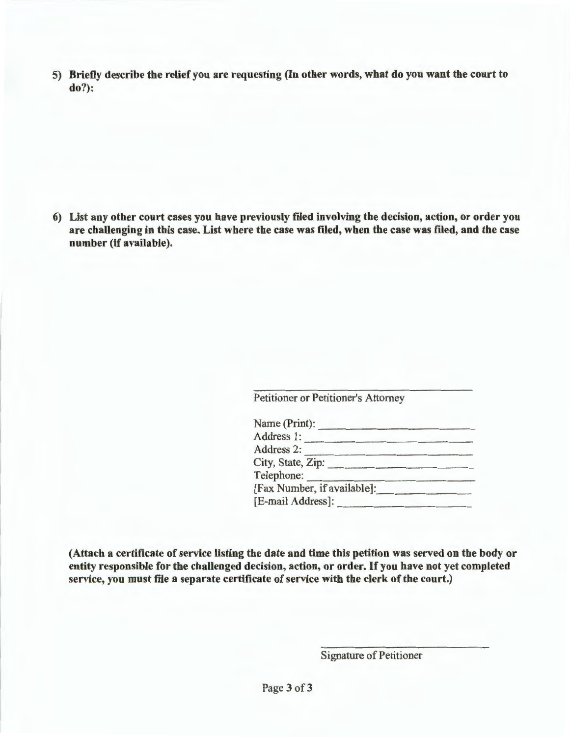**5) Briefly describe the relief you are requesting (In other words, what do you want the court to do?):**

**6) List any other court cases you have previously filed involving the decision, action, or order you are challenging in this case. List where the case was filed, when the case was filed, and the case number (if available).**

\_\_\_\_\_\_\_\_\_\_\_\_\_\_\_\_\_\_\_\_\_\_\_\_\_\_\_\_\_\_\_\_\_\_\_\_

Petitioner or Petitioner's Attorney

Name (Print): \_\_\_\_\_\_\_\_\_\_\_\_\_\_\_\_\_\_\_\_\_\_\_\_\_\_

Address 1: \_\_\_\_\_\_\_\_\_\_\_\_\_\_\_\_\_\_\_\_\_\_\_\_\_\_\_\_

Address 2: \_\_\_\_\_\_\_\_\_\_\_\_\_\_\_\_\_\_\_\_\_\_\_\_\_\_\_\_

City, State, Zip: \_\_\_\_\_\_\_\_\_\_\_\_\_\_\_\_\_\_\_\_\_\_\_\_

Telephone: \_\_\_\_\_\_\_\_\_\_\_\_\_\_\_\_\_\_\_\_\_\_\_\_\_\_\_\_

[Fax Number, if available]: \_\_\_\_\_\_\_\_\_\_\_\_\_\_\_\_

[E-mail Address]: \_\_\_\_\_\_\_\_\_\_\_\_\_\_\_\_\_\_\_\_\_\_\_

**(Attach a certificate of service listing the date and time this petition was served on the body or entity responsible for the challenged decision, action, or order. If you have not yet completed service, you must file a separate certificate of service with the clerk of the court.)**

\_\_\_\_\_\_\_\_\_\_\_\_\_\_\_\_\_\_\_\_\_\_\_\_\_\_\_\_

Signature of Petitioner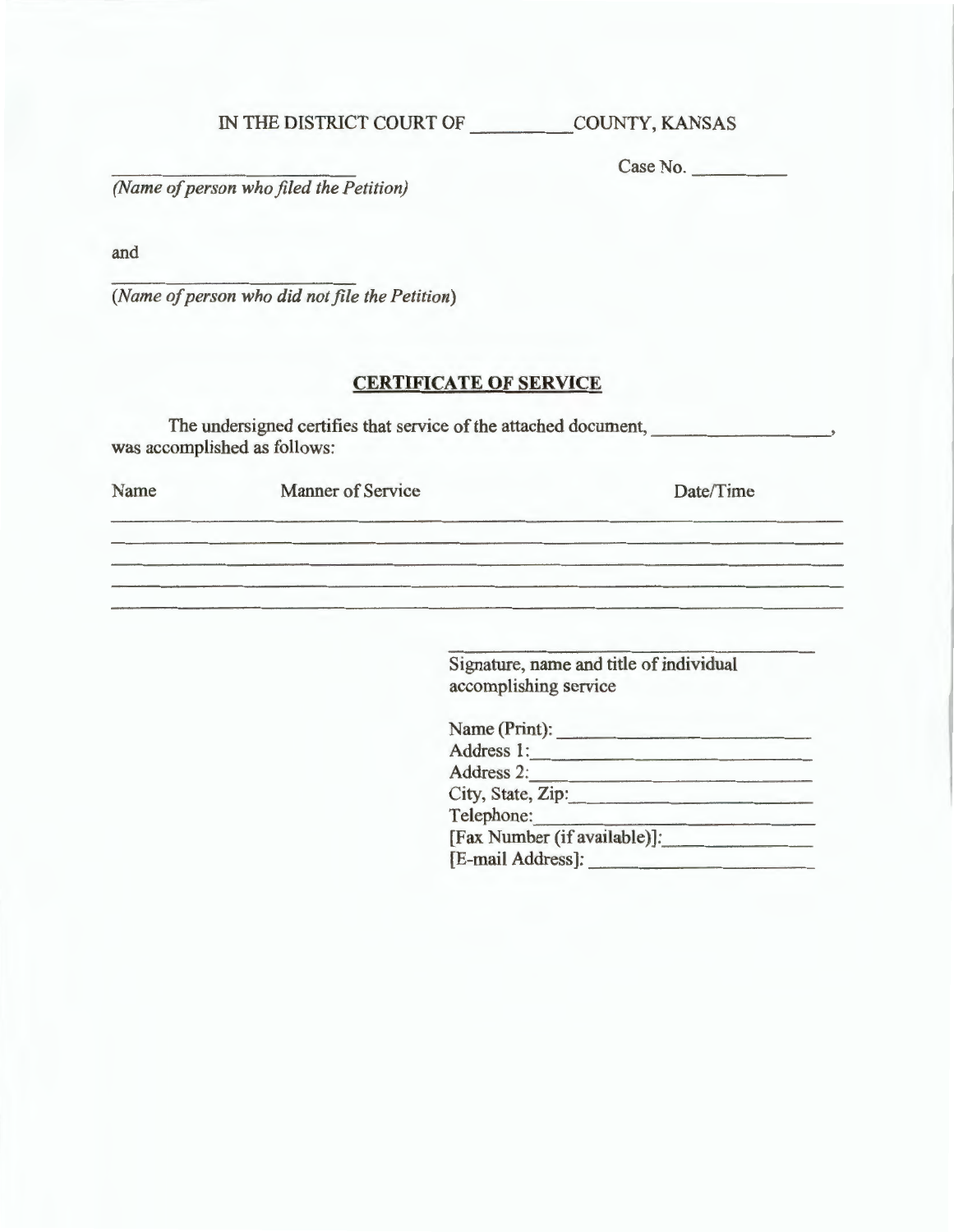IN THE DISTRICT COURT OF \_\_\_\_\_\_\_\_\_\_ COUNTY, KANSAS

\_\_\_\_\_\_\_\_\_\_\_\_\_\_\_\_\_\_\_\_\_\_\_\_\_\_ Case No. \_\_\_\_\_\_\_\_\_\_

*(Name of person who filed the Petition)*

and

\_\_\_\_\_\_\_\_\_\_\_\_\_\_\_\_\_\_\_\_\_\_\_\_\_\_

*(Name of person who did not file the Petition)*

## CERTIFICATE OF SERVICE

The undersigned certifies that service of the attached document, \_\_\_\_\_\_\_\_\_\_\_\_\_\_\_\_\_\_\_\_, was accomplished as follows:

| Name | Manner of Service | Date/Time |
| --- | --- | --- |
| | | |
| | | |
| | | |
| | | |
| | | |

\_\_\_\_\_\_\_\_\_\_\_\_\_\_\_\_\_\_\_\_\_\_\_\_\_\_\_\_\_\_\_\_\_\_\_\_\_\_\_\_

Signature, name and title of individual accomplishing service

Name (Print): \_\_\_\_\_\_\_\_\_\_\_\_\_\_\_\_\_\_\_\_\_\_\_\_\_\_

Address 1: \_\_\_\_\_\_\_\_\_\_\_\_\_\_\_\_\_\_\_\_\_\_\_\_\_\_\_\_\_\_

Address 2: \_\_\_\_\_\_\_\_\_\_\_\_\_\_\_\_\_\_\_\_\_\_\_\_\_\_\_\_\_\_

City, State, Zip: \_\_\_\_\_\_\_\_\_\_\_\_\_\_\_\_\_\_\_\_\_\_\_\_\_\_

Telephone: \_\_\_\_\_\_\_\_\_\_\_\_\_\_\_\_\_\_\_\_\_\_\_\_\_\_\_\_\_\_

[Fax Number (if available)]: \_\_\_\_\_\_\_\_\_\_\_\_\_\_\_

[E-mail Address]: \_\_\_\_\_\_\_\_\_\_\_\_\_\_\_\_\_\_\_\_\_\_\_\_